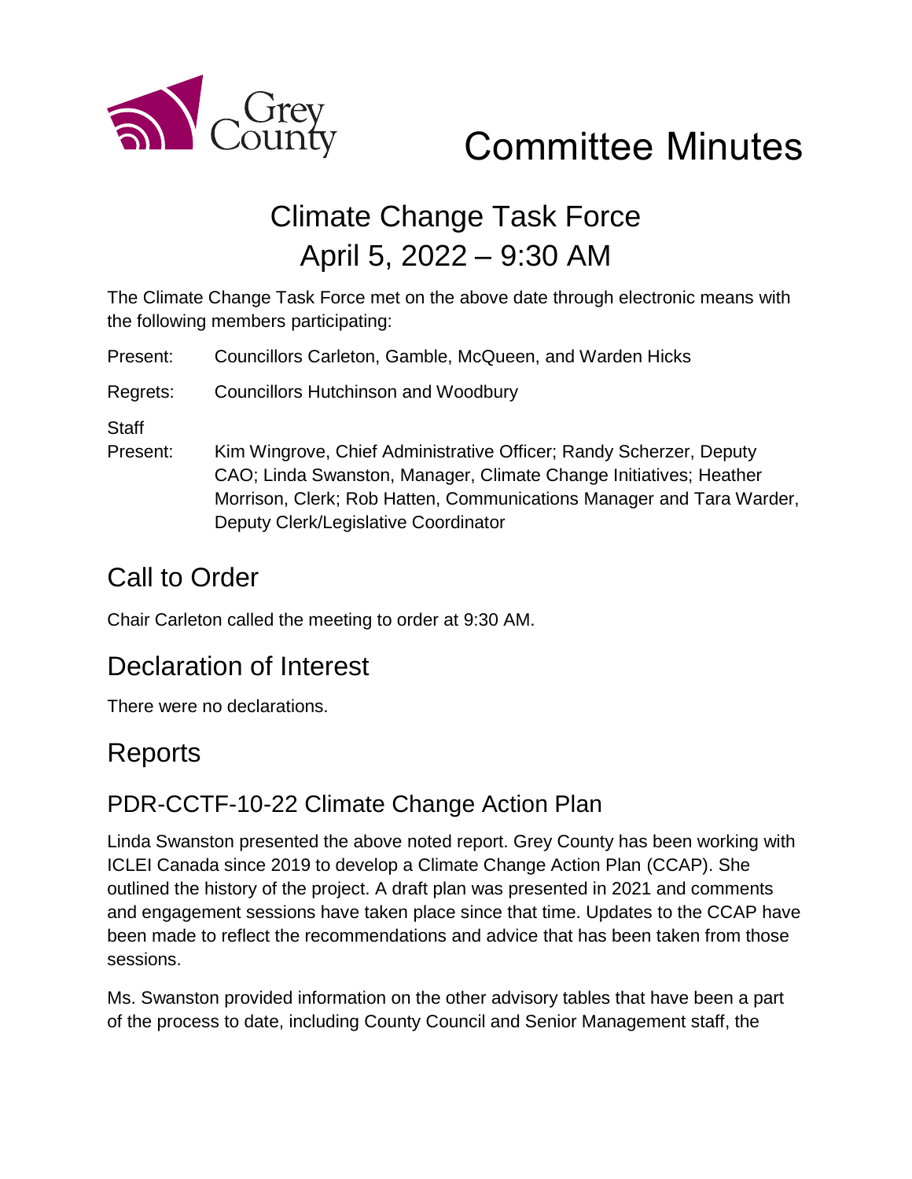# Committee Minutes

## Climate Change Task Force
## April 5, 2022 – 9:30 AM

The Climate Change Task Force met on the above date through electronic means with the following members participating:

Present: Councillors Carleton, Gamble, McQueen, and Warden Hicks

Regrets: Councillors Hutchinson and Woodbury

Staff Present: Kim Wingrove, Chief Administrative Officer; Randy Scherzer, Deputy CAO; Linda Swanston, Manager, Climate Change Initiatives; Heather Morrison, Clerk; Rob Hatten, Communications Manager and Tara Warder, Deputy Clerk/Legislative Coordinator

## Call to Order

Chair Carleton called the meeting to order at 9:30 AM.

## Declaration of Interest

There were no declarations.

## Reports

### PDR-CCTF-10-22 Climate Change Action Plan

Linda Swanston presented the above noted report. Grey County has been working with ICLEI Canada since 2019 to develop a Climate Change Action Plan (CCAP). She outlined the history of the project. A draft plan was presented in 2021 and comments and engagement sessions have taken place since that time. Updates to the CCAP have been made to reflect the recommendations and advice that has been taken from those sessions.

Ms. Swanston provided information on the other advisory tables that have been a part of the process to date, including County Council and Senior Management staff, the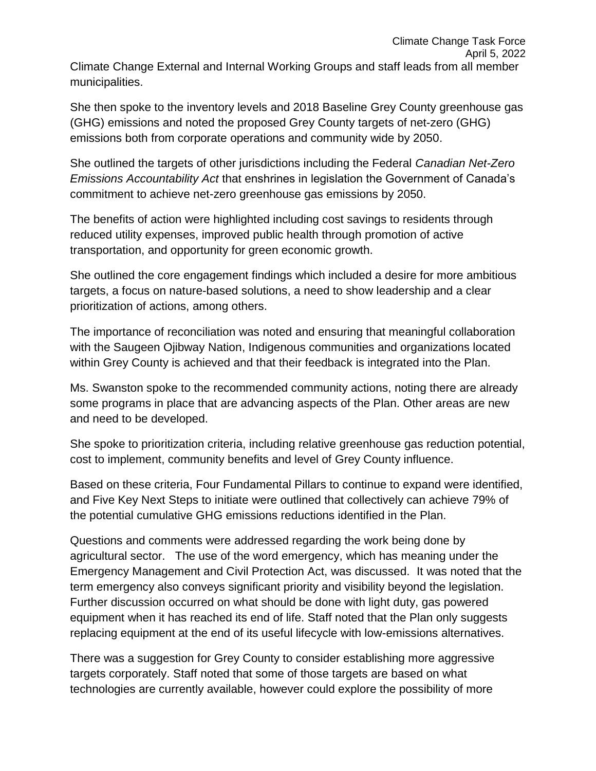Climate Change External and Internal Working Groups and staff leads from all member municipalities.

She then spoke to the inventory levels and 2018 Baseline Grey County greenhouse gas (GHG) emissions and noted the proposed Grey County targets of net-zero (GHG) emissions both from corporate operations and community wide by 2050.

She outlined the targets of other jurisdictions including the Federal *Canadian Net-Zero Emissions Accountability Act* that enshrines in legislation the Government of Canada's commitment to achieve net-zero greenhouse gas emissions by 2050.

The benefits of action were highlighted including cost savings to residents through reduced utility expenses, improved public health through promotion of active transportation, and opportunity for green economic growth.

She outlined the core engagement findings which included a desire for more ambitious targets, a focus on nature-based solutions, a need to show leadership and a clear prioritization of actions, among others.

The importance of reconciliation was noted and ensuring that meaningful collaboration with the Saugeen Ojibway Nation, Indigenous communities and organizations located within Grey County is achieved and that their feedback is integrated into the Plan.

Ms. Swanston spoke to the recommended community actions, noting there are already some programs in place that are advancing aspects of the Plan. Other areas are new and need to be developed.

She spoke to prioritization criteria, including relative greenhouse gas reduction potential, cost to implement, community benefits and level of Grey County influence.

Based on these criteria, Four Fundamental Pillars to continue to expand were identified, and Five Key Next Steps to initiate were outlined that collectively can achieve 79% of the potential cumulative GHG emissions reductions identified in the Plan.

Questions and comments were addressed regarding the work being done by agricultural sector. The use of the word emergency, which has meaning under the Emergency Management and Civil Protection Act, was discussed. It was noted that the term emergency also conveys significant priority and visibility beyond the legislation. Further discussion occurred on what should be done with light duty, gas powered equipment when it has reached its end of life. Staff noted that the Plan only suggests replacing equipment at the end of its useful lifecycle with low-emissions alternatives.

There was a suggestion for Grey County to consider establishing more aggressive targets corporately. Staff noted that some of those targets are based on what technologies are currently available, however could explore the possibility of more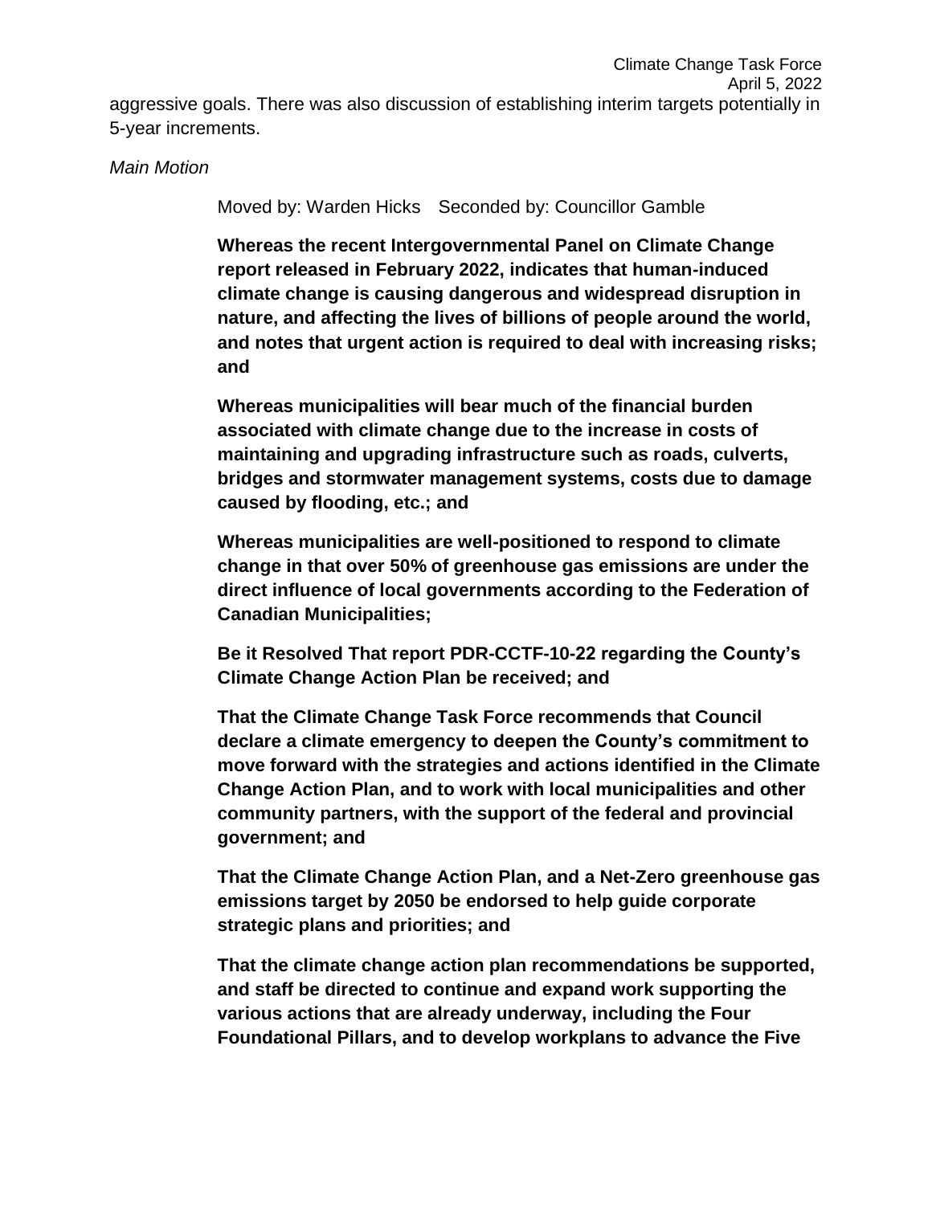aggressive goals. There was also discussion of establishing interim targets potentially in 5-year increments.

*Main Motion*

Moved by: Warden Hicks Seconded by: Councillor Gamble

**Whereas the recent Intergovernmental Panel on Climate Change report released in February 2022, indicates that human-induced climate change is causing dangerous and widespread disruption in nature, and affecting the lives of billions of people around the world, and notes that urgent action is required to deal with increasing risks; and**

**Whereas municipalities will bear much of the financial burden associated with climate change due to the increase in costs of maintaining and upgrading infrastructure such as roads, culverts, bridges and stormwater management systems, costs due to damage caused by flooding, etc.; and**

**Whereas municipalities are well-positioned to respond to climate change in that over 50% of greenhouse gas emissions are under the direct influence of local governments according to the Federation of Canadian Municipalities;**

**Be it Resolved That report PDR-CCTF-10-22 regarding the County's Climate Change Action Plan be received; and**

**That the Climate Change Task Force recommends that Council declare a climate emergency to deepen the County's commitment to move forward with the strategies and actions identified in the Climate Change Action Plan, and to work with local municipalities and other community partners, with the support of the federal and provincial government; and**

**That the Climate Change Action Plan, and a Net-Zero greenhouse gas emissions target by 2050 be endorsed to help guide corporate strategic plans and priorities; and**

**That the climate change action plan recommendations be supported, and staff be directed to continue and expand work supporting the various actions that are already underway, including the Four Foundational Pillars, and to develop workplans to advance the Five**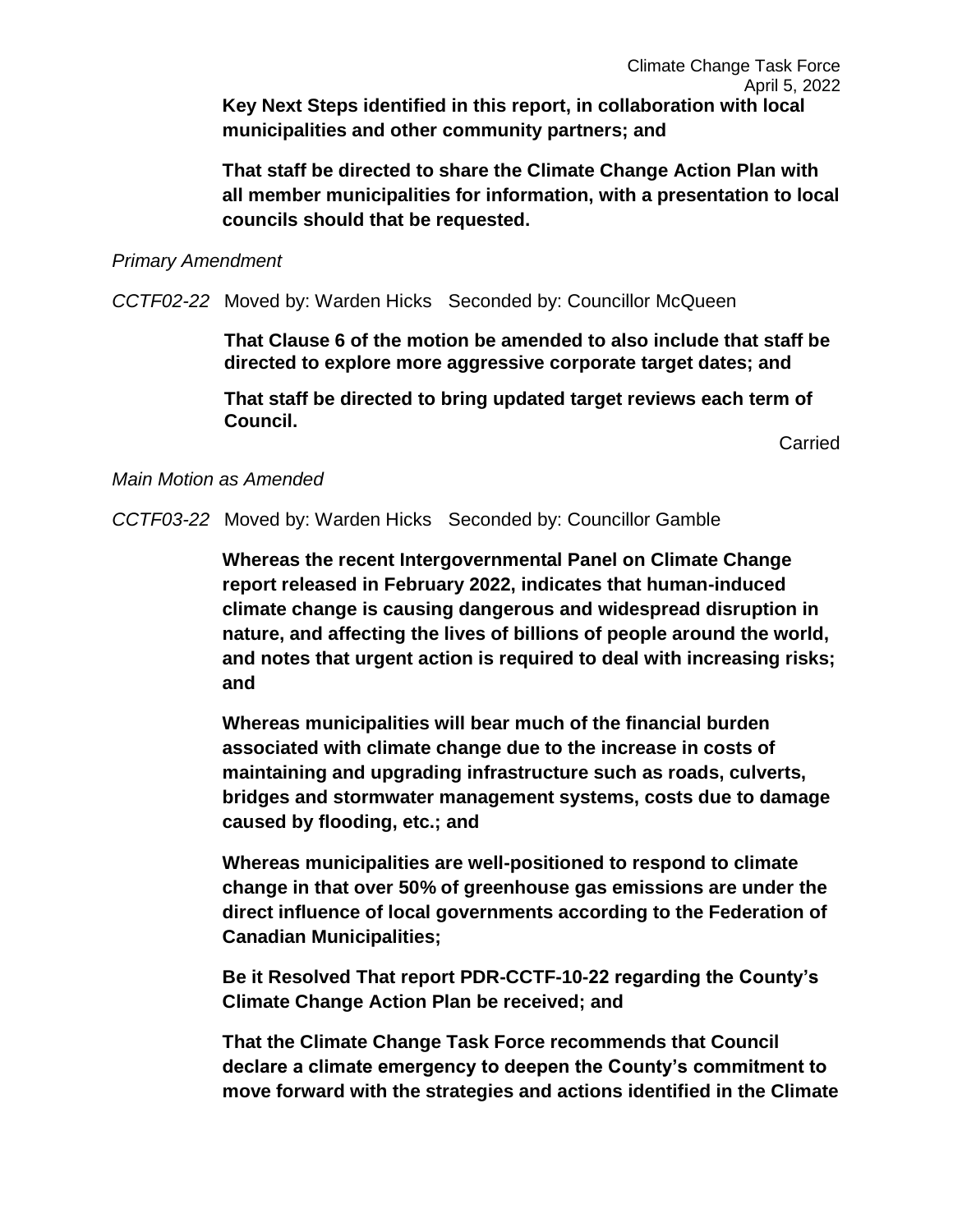**Key Next Steps identified in this report, in collaboration with local municipalities and other community partners; and**

**That staff be directed to share the Climate Change Action Plan with all member municipalities for information, with a presentation to local councils should that be requested.**

*Primary Amendment*

*CCTF02-22* Moved by: Warden Hicks Seconded by: Councillor McQueen

**That Clause 6 of the motion be amended to also include that staff be directed to explore more aggressive corporate target dates; and**

**That staff be directed to bring updated target reviews each term of Council.**

Carried

*Main Motion as Amended*

*CCTF03-22* Moved by: Warden Hicks Seconded by: Councillor Gamble

**Whereas the recent Intergovernmental Panel on Climate Change report released in February 2022, indicates that human-induced climate change is causing dangerous and widespread disruption in nature, and affecting the lives of billions of people around the world, and notes that urgent action is required to deal with increasing risks; and**

**Whereas municipalities will bear much of the financial burden associated with climate change due to the increase in costs of maintaining and upgrading infrastructure such as roads, culverts, bridges and stormwater management systems, costs due to damage caused by flooding, etc.; and**

**Whereas municipalities are well-positioned to respond to climate change in that over 50% of greenhouse gas emissions are under the direct influence of local governments according to the Federation of Canadian Municipalities;**

**Be it Resolved That report PDR-CCTF-10-22 regarding the County's Climate Change Action Plan be received; and**

**That the Climate Change Task Force recommends that Council declare a climate emergency to deepen the County's commitment to move forward with the strategies and actions identified in the Climate**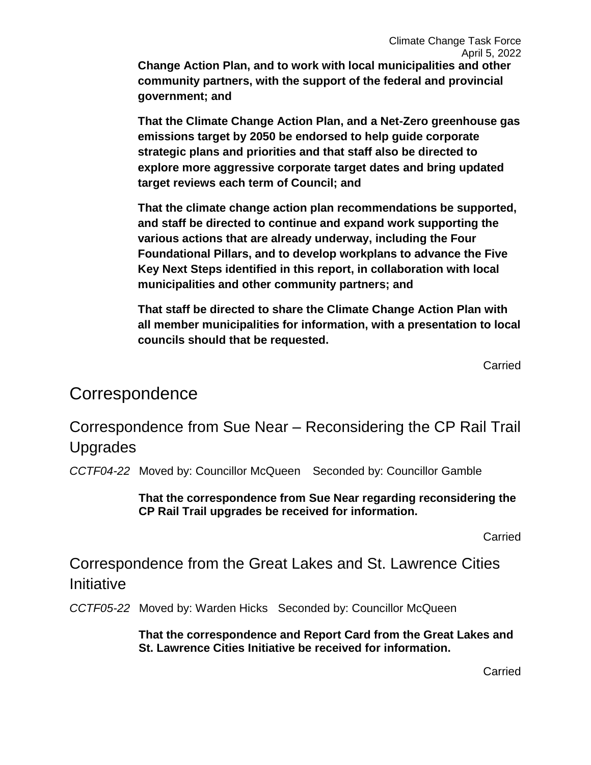**Change Action Plan, and to work with local municipalities and other community partners, with the support of the federal and provincial government; and**

**That the Climate Change Action Plan, and a Net-Zero greenhouse gas emissions target by 2050 be endorsed to help guide corporate strategic plans and priorities and that staff also be directed to explore more aggressive corporate target dates and bring updated target reviews each term of Council; and**

**That the climate change action plan recommendations be supported, and staff be directed to continue and expand work supporting the various actions that are already underway, including the Four Foundational Pillars, and to develop workplans to advance the Five Key Next Steps identified in this report, in collaboration with local municipalities and other community partners; and**

**That staff be directed to share the Climate Change Action Plan with all member municipalities for information, with a presentation to local councils should that be requested.**

Carried

# Correspondence

## Correspondence from Sue Near – Reconsidering the CP Rail Trail Upgrades

*CCTF04-22* Moved by: Councillor McQueen Seconded by: Councillor Gamble

**That the correspondence from Sue Near regarding reconsidering the CP Rail Trail upgrades be received for information.**

Carried

## Correspondence from the Great Lakes and St. Lawrence Cities Initiative

*CCTF05-22* Moved by: Warden Hicks Seconded by: Councillor McQueen

**That the correspondence and Report Card from the Great Lakes and St. Lawrence Cities Initiative be received for information.**

Carried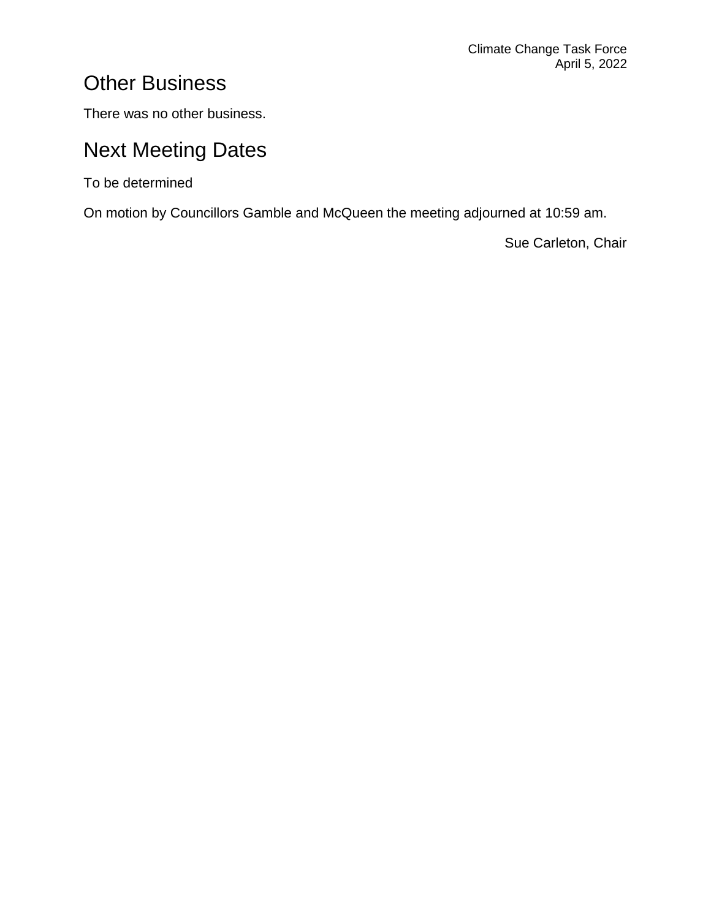## Other Business

There was no other business.

## Next Meeting Dates

To be determined

On motion by Councillors Gamble and McQueen the meeting adjourned at 10:59 am.

Sue Carleton, Chair